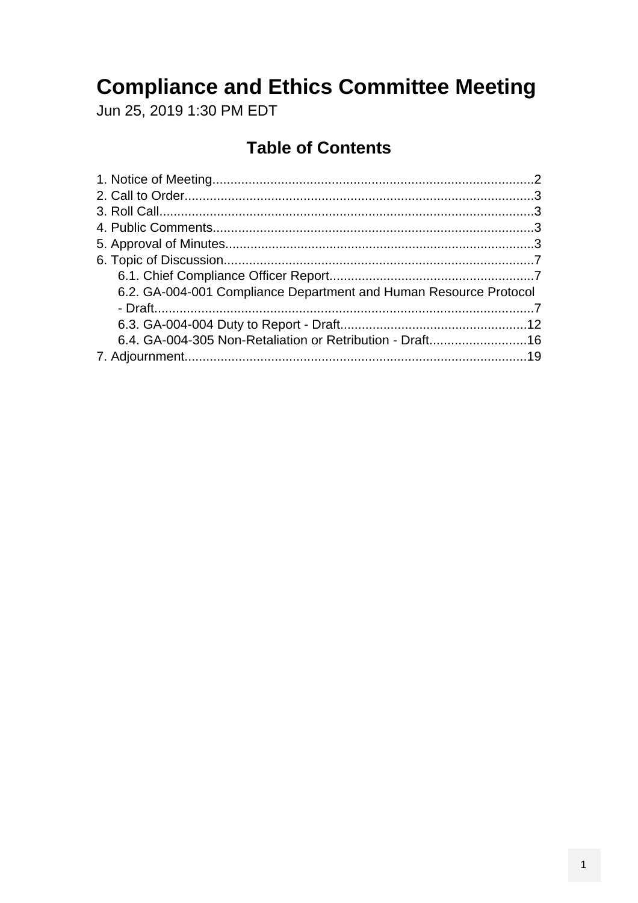# Compliance and Ethics Committee Meeting

Jun 25, 2019 1:30 PM EDT

## Table of Contents

1. Notice of Meeting........................................................................................2
2. Call to Order................................................................................................3
3. Roll Call.......................................................................................................3
4. Public Comments........................................................................................3
5. Approval of Minutes.....................................................................................3
6. Topic of Discussion.....................................................................................7
    - 6.1. Chief Compliance Officer Report........................................................7
    - 6.2. GA-004-001 Compliance Department and Human Resource Protocol - Draft.........................................................................................................7
    - 6.3. GA-004-004 Duty to Report - Draft....................................................12
    - 6.4. GA-004-305 Non-Retaliation or Retribution - Draft...........................16
7. Adjournment...............................................................................................19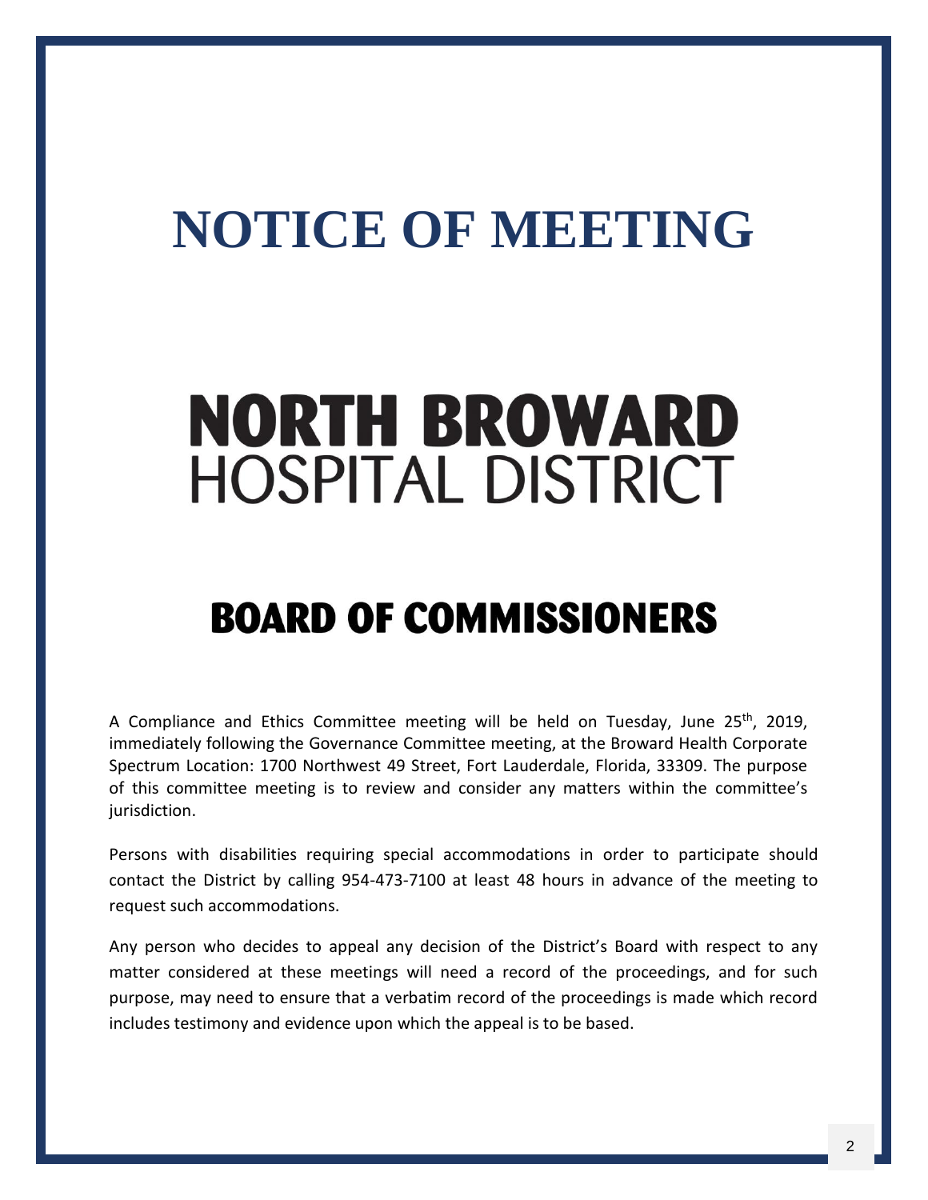# NOTICE OF MEETING

# NORTH BROWARD
## HOSPITAL DISTRICT

## BOARD OF COMMISSIONERS

A Compliance and Ethics Committee meeting will be held on Tuesday, June 25th, 2019, immediately following the Governance Committee meeting, at the Broward Health Corporate Spectrum Location: 1700 Northwest 49 Street, Fort Lauderdale, Florida, 33309. The purpose of this committee meeting is to review and consider any matters within the committee's jurisdiction.

Persons with disabilities requiring special accommodations in order to participate should contact the District by calling 954-473-7100 at least 48 hours in advance of the meeting to request such accommodations.

Any person who decides to appeal any decision of the District's Board with respect to any matter considered at these meetings will need a record of the proceedings, and for such purpose, may need to ensure that a verbatim record of the proceedings is made which record includes testimony and evidence upon which the appeal is to be based.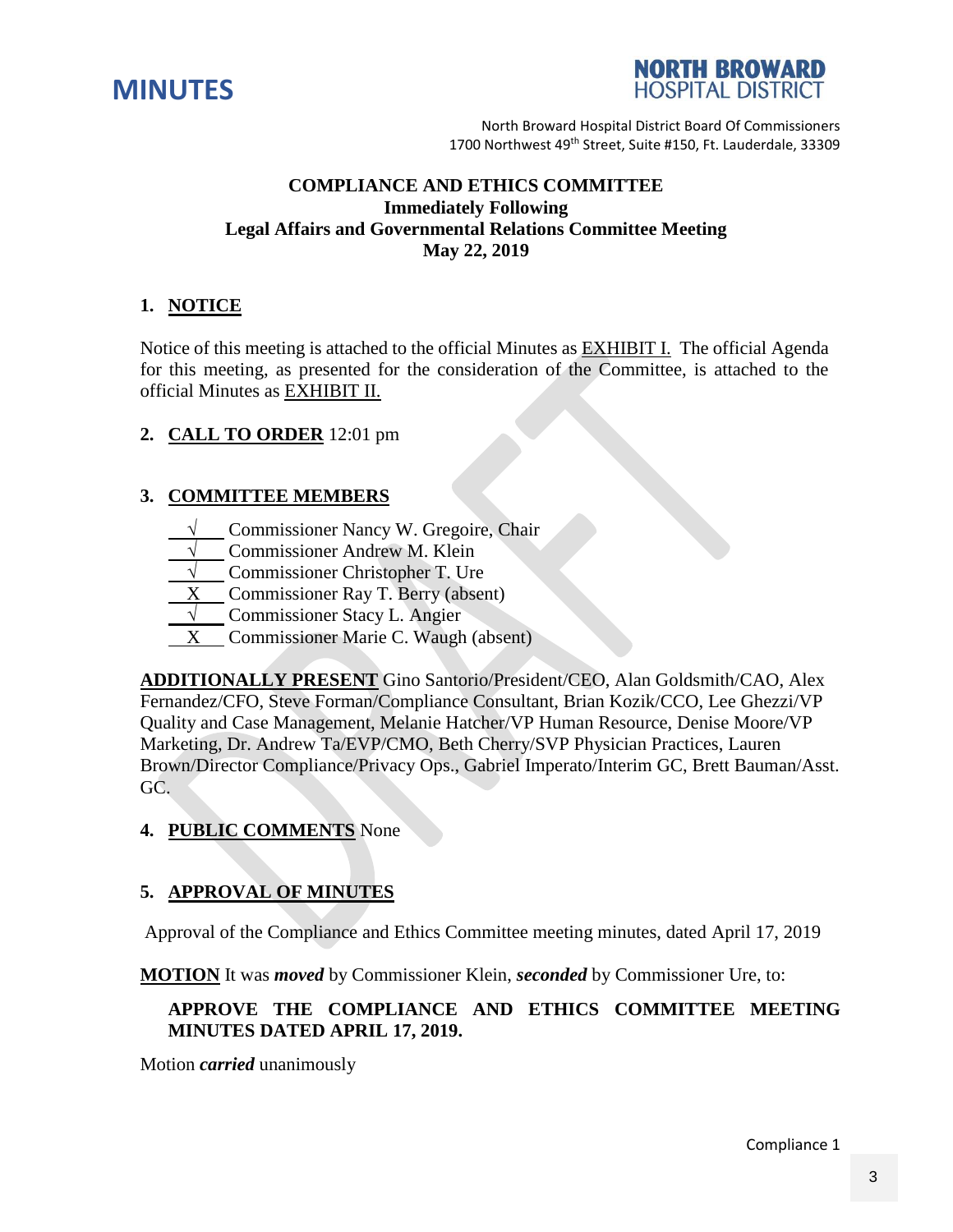# MINUTES

**NORTH BROWARD HOSPITAL DISTRICT**

North Broward Hospital District Board Of Commissioners
1700 Northwest 49th Street, Suite #150, Ft. Lauderdale, 33309

**COMPLIANCE AND ETHICS COMMITTEE**
**Immediately Following**
**Legal Affairs and Governmental Relations Committee Meeting**
**May 22, 2019**

## 1. NOTICE

Notice of this meeting is attached to the official Minutes as EXHIBIT I. The official Agenda for this meeting, as presented for the consideration of the Committee, is attached to the official Minutes as EXHIBIT II.

## 2. CALL TO ORDER 12:01 pm

## 3. COMMITTEE MEMBERS

- √ Commissioner Nancy W. Gregoire, Chair
- √ Commissioner Andrew M. Klein
- √ Commissioner Christopher T. Ure
- X Commissioner Ray T. Berry (absent)
- √ Commissioner Stacy L. Angier
- X Commissioner Marie C. Waugh (absent)

**ADDITIONALLY PRESENT** Gino Santorio/President/CEO, Alan Goldsmith/CAO, Alex Fernandez/CFO, Steve Forman/Compliance Consultant, Brian Kozik/CCO, Lee Ghezzi/VP Quality and Case Management, Melanie Hatcher/VP Human Resource, Denise Moore/VP Marketing, Dr. Andrew Ta/EVP/CMO, Beth Cherry/SVP Physician Practices, Lauren Brown/Director Compliance/Privacy Ops., Gabriel Imperato/Interim GC, Brett Bauman/Asst. GC.

## 4. PUBLIC COMMENTS None

## 5. APPROVAL OF MINUTES

Approval of the Compliance and Ethics Committee meeting minutes, dated April 17, 2019

**MOTION** It was ***moved*** by Commissioner Klein, ***seconded*** by Commissioner Ure, to:

**APPROVE THE COMPLIANCE AND ETHICS COMMITTEE MEETING MINUTES DATED APRIL 17, 2019.**

Motion ***carried*** unanimously

Compliance 1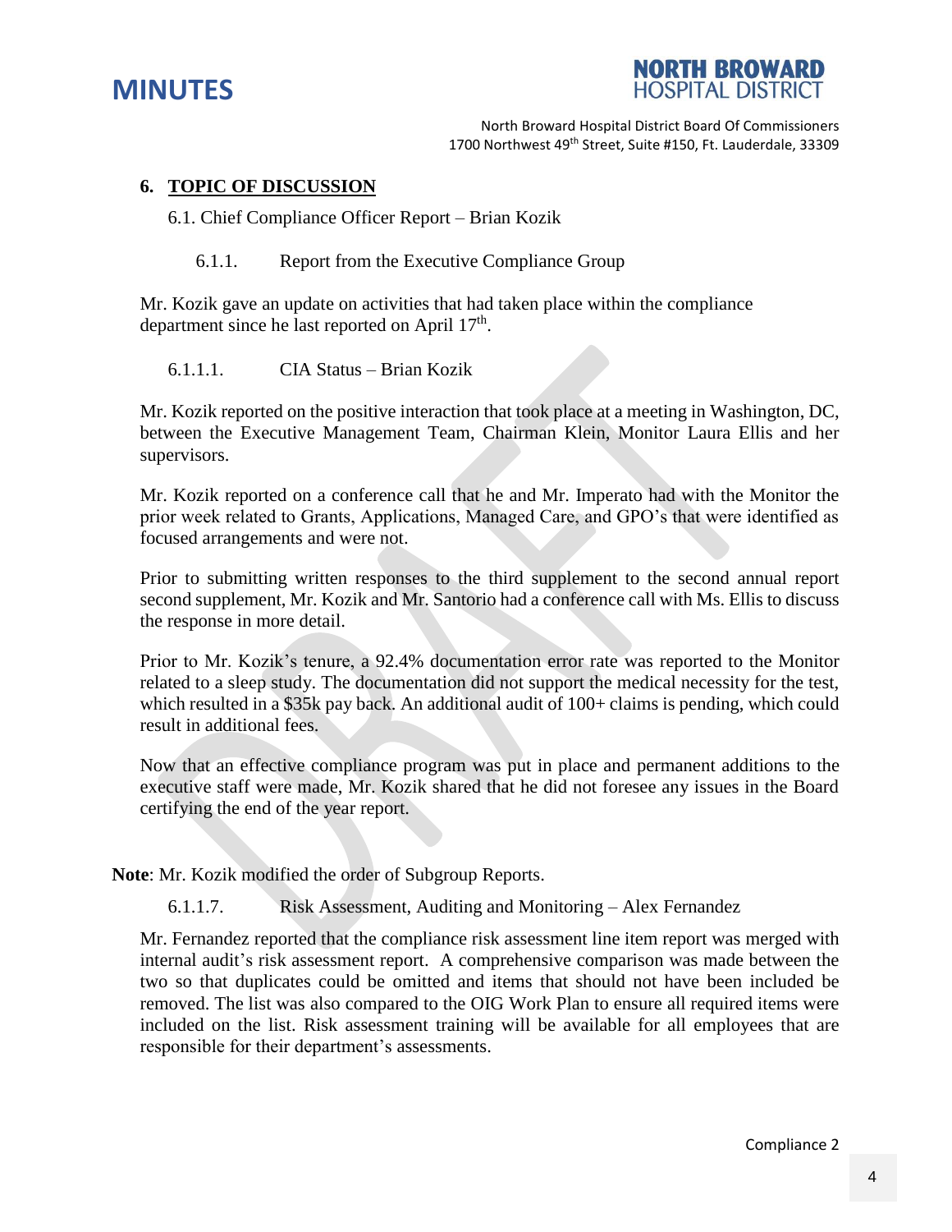## 6. TOPIC OF DISCUSSION

6.1. Chief Compliance Officer Report – Brian Kozik

6.1.1. Report from the Executive Compliance Group

Mr. Kozik gave an update on activities that had taken place within the compliance department since he last reported on April 17th.

6.1.1.1. CIA Status – Brian Kozik

Mr. Kozik reported on the positive interaction that took place at a meeting in Washington, DC, between the Executive Management Team, Chairman Klein, Monitor Laura Ellis and her supervisors.

Mr. Kozik reported on a conference call that he and Mr. Imperato had with the Monitor the prior week related to Grants, Applications, Managed Care, and GPO's that were identified as focused arrangements and were not.

Prior to submitting written responses to the third supplement to the second annual report second supplement, Mr. Kozik and Mr. Santorio had a conference call with Ms. Ellis to discuss the response in more detail.

Prior to Mr. Kozik's tenure, a 92.4% documentation error rate was reported to the Monitor related to a sleep study. The documentation did not support the medical necessity for the test, which resulted in a $35k pay back. An additional audit of 100+ claims is pending, which could result in additional fees.

Now that an effective compliance program was put in place and permanent additions to the executive staff were made, Mr. Kozik shared that he did not foresee any issues in the Board certifying the end of the year report.

**Note**: Mr. Kozik modified the order of Subgroup Reports.

6.1.1.7. Risk Assessment, Auditing and Monitoring – Alex Fernandez

Mr. Fernandez reported that the compliance risk assessment line item report was merged with internal audit's risk assessment report. A comprehensive comparison was made between the two so that duplicates could be omitted and items that should not have been included be removed. The list was also compared to the OIG Work Plan to ensure all required items were included on the list. Risk assessment training will be available for all employees that are responsible for their department's assessments.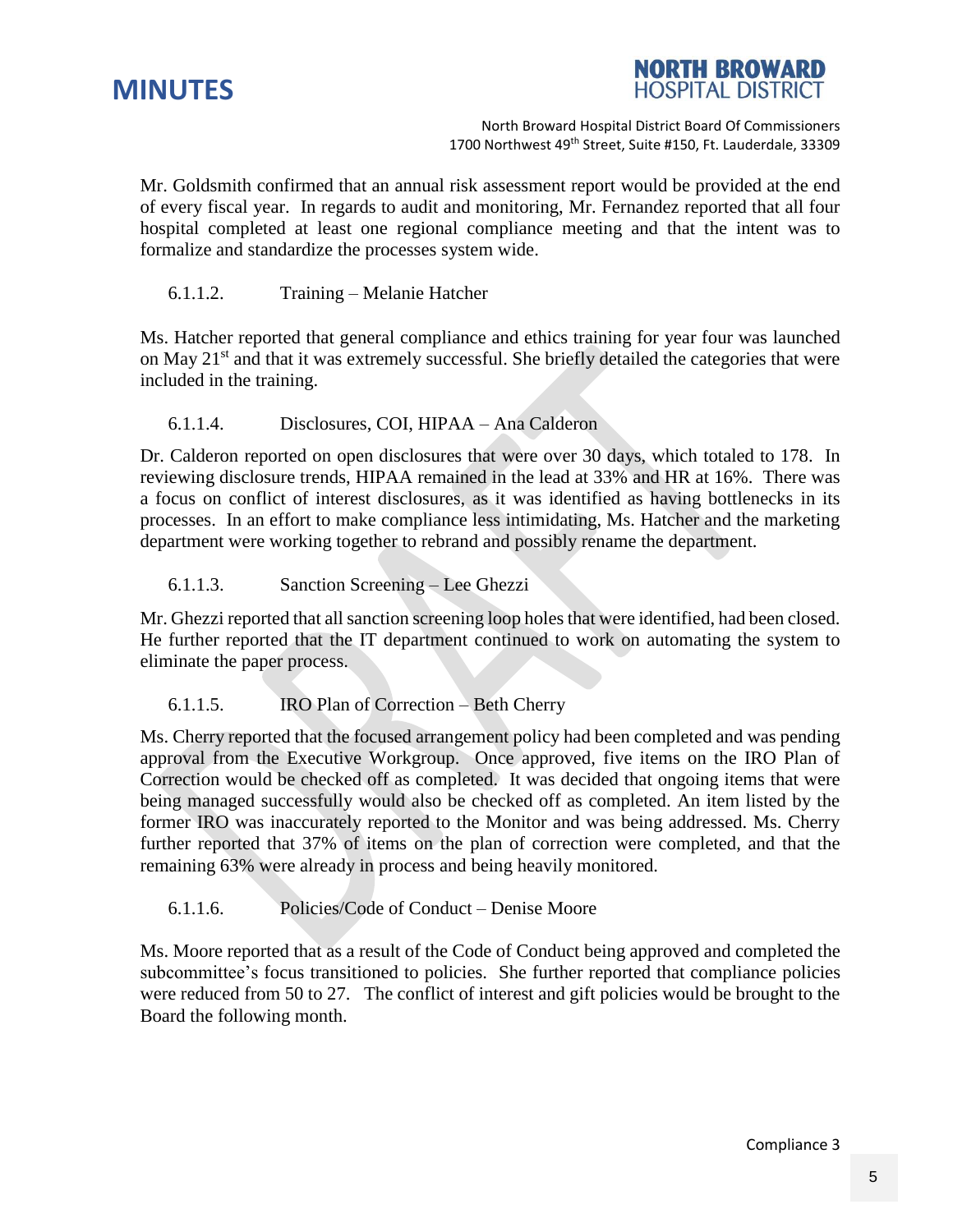Mr. Goldsmith confirmed that an annual risk assessment report would be provided at the end of every fiscal year. In regards to audit and monitoring, Mr. Fernandez reported that all four hospital completed at least one regional compliance meeting and that the intent was to formalize and standardize the processes system wide.

6.1.1.2. Training – Melanie Hatcher

Ms. Hatcher reported that general compliance and ethics training for year four was launched on May 21st and that it was extremely successful. She briefly detailed the categories that were included in the training.

6.1.1.4. Disclosures, COI, HIPAA – Ana Calderon

Dr. Calderon reported on open disclosures that were over 30 days, which totaled to 178. In reviewing disclosure trends, HIPAA remained in the lead at 33% and HR at 16%. There was a focus on conflict of interest disclosures, as it was identified as having bottlenecks in its processes. In an effort to make compliance less intimidating, Ms. Hatcher and the marketing department were working together to rebrand and possibly rename the department.

6.1.1.3. Sanction Screening – Lee Ghezzi

Mr. Ghezzi reported that all sanction screening loop holes that were identified, had been closed. He further reported that the IT department continued to work on automating the system to eliminate the paper process.

6.1.1.5. IRO Plan of Correction – Beth Cherry

Ms. Cherry reported that the focused arrangement policy had been completed and was pending approval from the Executive Workgroup. Once approved, five items on the IRO Plan of Correction would be checked off as completed. It was decided that ongoing items that were being managed successfully would also be checked off as completed. An item listed by the former IRO was inaccurately reported to the Monitor and was being addressed. Ms. Cherry further reported that 37% of items on the plan of correction were completed, and that the remaining 63% were already in process and being heavily monitored.

6.1.1.6. Policies/Code of Conduct – Denise Moore

Ms. Moore reported that as a result of the Code of Conduct being approved and completed the subcommittee's focus transitioned to policies. She further reported that compliance policies were reduced from 50 to 27. The conflict of interest and gift policies would be brought to the Board the following month.

Compliance 3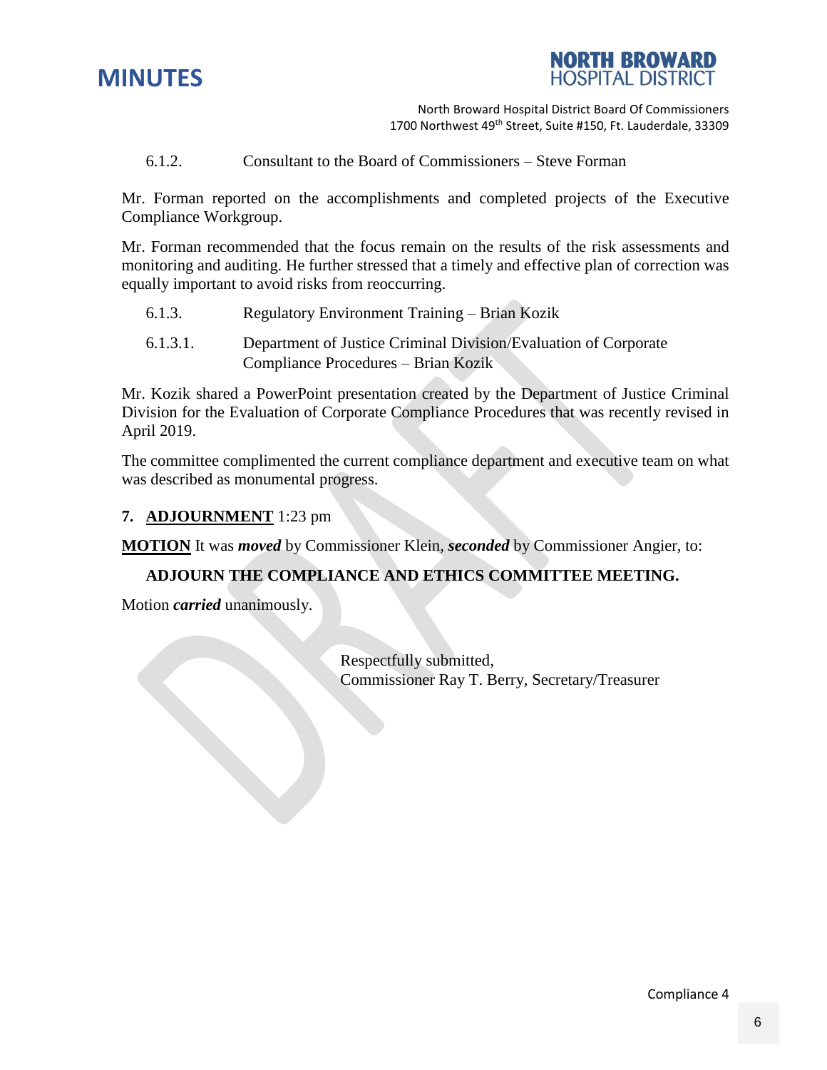6.1.2. Consultant to the Board of Commissioners – Steve Forman

Mr. Forman reported on the accomplishments and completed projects of the Executive Compliance Workgroup.

Mr. Forman recommended that the focus remain on the results of the risk assessments and monitoring and auditing. He further stressed that a timely and effective plan of correction was equally important to avoid risks from reoccurring.

6.1.3. Regulatory Environment Training – Brian Kozik

6.1.3.1. Department of Justice Criminal Division/Evaluation of Corporate Compliance Procedures – Brian Kozik

Mr. Kozik shared a PowerPoint presentation created by the Department of Justice Criminal Division for the Evaluation of Corporate Compliance Procedures that was recently revised in April 2019.

The committee complimented the current compliance department and executive team on what was described as monumental progress.

**7. ADJOURNMENT** 1:23 pm

**MOTION** It was ***moved*** by Commissioner Klein, ***seconded*** by Commissioner Angier, to:

**ADJOURN THE COMPLIANCE AND ETHICS COMMITTEE MEETING.**

Motion ***carried*** unanimously.

Respectfully submitted,
Commissioner Ray T. Berry, Secretary/Treasurer

Compliance 4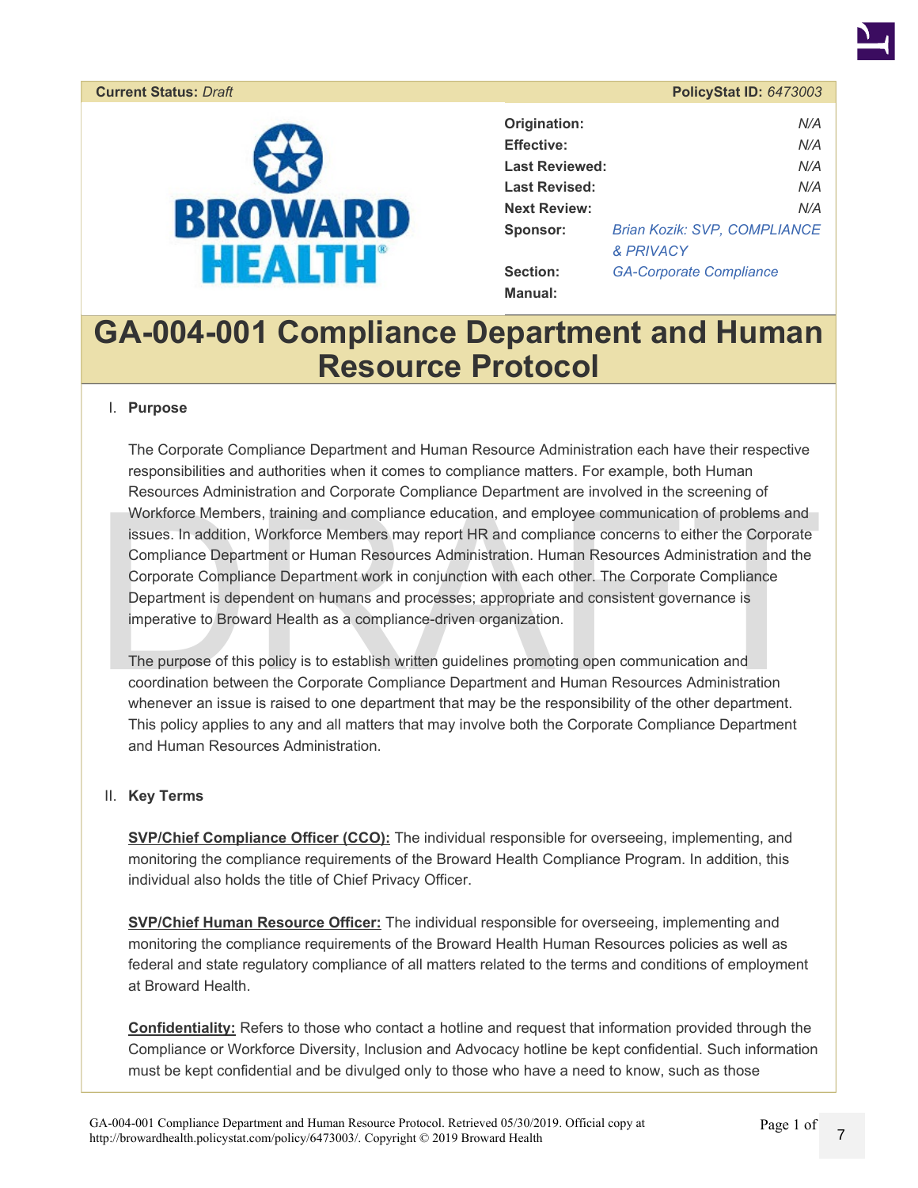| **Current Status:** *Draft* | **PolicyStat ID:** *6473003* |
|---|---|

| | |
|---|---|
| **Origination:** | *N/A* |
| **Effective:** | *N/A* |
| **Last Reviewed:** | *N/A* |
| **Last Revised:** | *N/A* |
| **Next Review:** | *N/A* |
| **Sponsor:** | *Brian Kozik: SVP, COMPLIANCE & PRIVACY* |
| **Section:** | *GA-Corporate Compliance* |
| **Manual:** | |

# GA-004-001 Compliance Department and Human Resource Protocol

## I. Purpose

The Corporate Compliance Department and Human Resource Administration each have their respective responsibilities and authorities when it comes to compliance matters. For example, both Human Resources Administration and Corporate Compliance Department are involved in the screening of Workforce Members, training and compliance education, and employee communication of problems and issues. In addition, Workforce Members may report HR and compliance concerns to either the Corporate Compliance Department or Human Resources Administration. Human Resources Administration and the Corporate Compliance Department work in conjunction with each other. The Corporate Compliance Department is dependent on humans and processes; appropriate and consistent governance is imperative to Broward Health as a compliance-driven organization.

The purpose of this policy is to establish written guidelines promoting open communication and coordination between the Corporate Compliance Department and Human Resources Administration whenever an issue is raised to one department that may be the responsibility of the other department. This policy applies to any and all matters that may involve both the Corporate Compliance Department and Human Resources Administration.

## II. Key Terms

**SVP/Chief Compliance Officer (CCO):** The individual responsible for overseeing, implementing, and monitoring the compliance requirements of the Broward Health Compliance Program. In addition, this individual also holds the title of Chief Privacy Officer.

**SVP/Chief Human Resource Officer:** The individual responsible for overseeing, implementing and monitoring the compliance requirements of the Broward Health Human Resources policies as well as federal and state regulatory compliance of all matters related to the terms and conditions of employment at Broward Health.

**Confidentiality:** Refers to those who contact a hotline and request that information provided through the Compliance or Workforce Diversity, Inclusion and Advocacy hotline be kept confidential. Such information must be kept confidential and be divulged only to those who have a need to know, such as those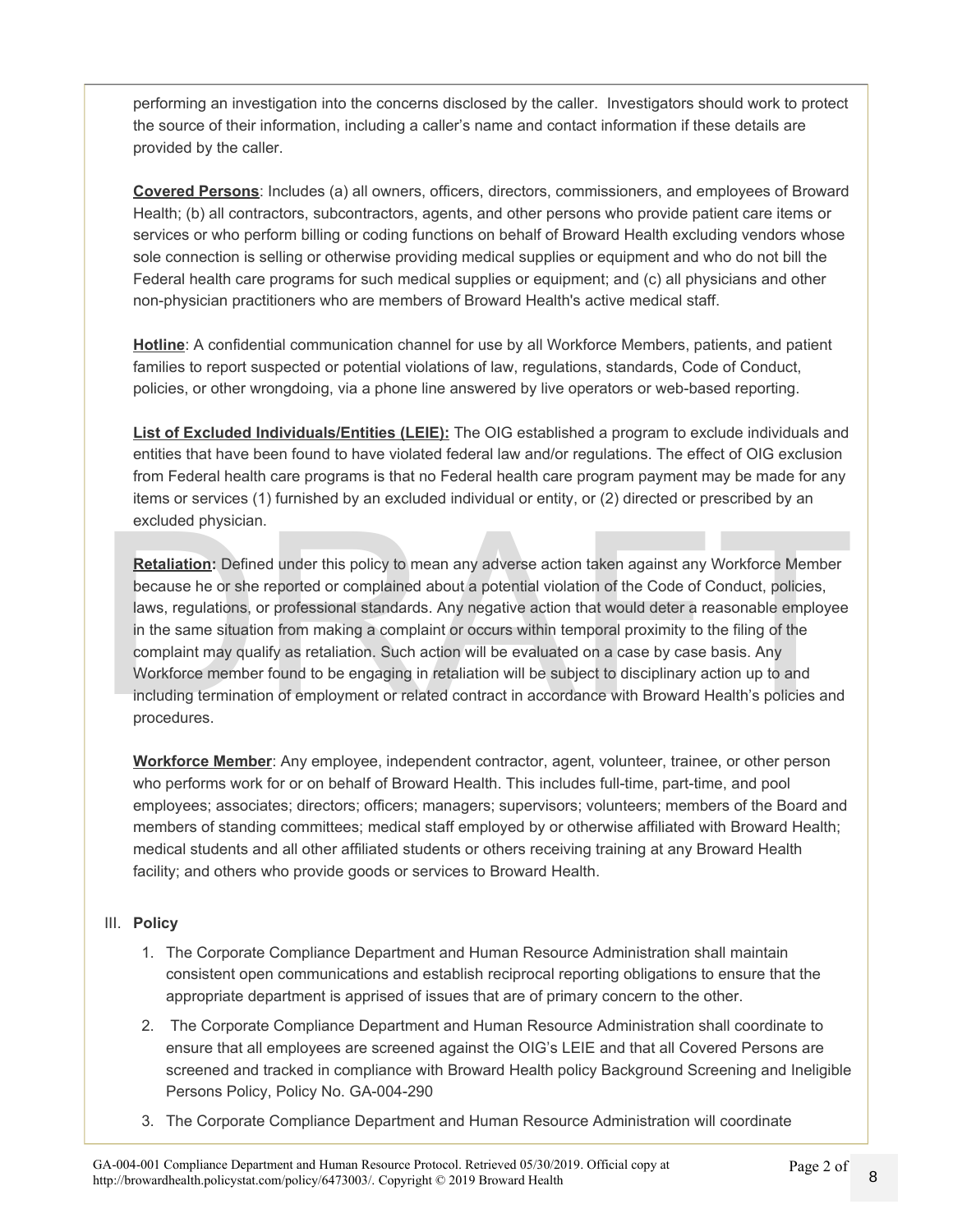performing an investigation into the concerns disclosed by the caller. Investigators should work to protect the source of their information, including a caller's name and contact information if these details are provided by the caller.

**Covered Persons**: Includes (a) all owners, officers, directors, commissioners, and employees of Broward Health; (b) all contractors, subcontractors, agents, and other persons who provide patient care items or services or who perform billing or coding functions on behalf of Broward Health excluding vendors whose sole connection is selling or otherwise providing medical supplies or equipment and who do not bill the Federal health care programs for such medical supplies or equipment; and (c) all physicians and other non-physician practitioners who are members of Broward Health's active medical staff.

**Hotline**: A confidential communication channel for use by all Workforce Members, patients, and patient families to report suspected or potential violations of law, regulations, standards, Code of Conduct, policies, or other wrongdoing, via a phone line answered by live operators or web-based reporting.

**List of Excluded Individuals/Entities (LEIE):** The OIG established a program to exclude individuals and entities that have been found to have violated federal law and/or regulations. The effect of OIG exclusion from Federal health care programs is that no Federal health care program payment may be made for any items or services (1) furnished by an excluded individual or entity, or (2) directed or prescribed by an excluded physician.

**Retaliation:** Defined under this policy to mean any adverse action taken against any Workforce Member because he or she reported or complained about a potential violation of the Code of Conduct, policies, laws, regulations, or professional standards. Any negative action that would deter a reasonable employee in the same situation from making a complaint or occurs within temporal proximity to the filing of the complaint may qualify as retaliation. Such action will be evaluated on a case by case basis. Any Workforce member found to be engaging in retaliation will be subject to disciplinary action up to and including termination of employment or related contract in accordance with Broward Health's policies and procedures.

**Workforce Member**: Any employee, independent contractor, agent, volunteer, trainee, or other person who performs work for or on behalf of Broward Health. This includes full-time, part-time, and pool employees; associates; directors; officers; managers; supervisors; volunteers; members of the Board and members of standing committees; medical staff employed by or otherwise affiliated with Broward Health; medical students and all other affiliated students or others receiving training at any Broward Health facility; and others who provide goods or services to Broward Health.

## III. Policy

1. The Corporate Compliance Department and Human Resource Administration shall maintain consistent open communications and establish reciprocal reporting obligations to ensure that the appropriate department is apprised of issues that are of primary concern to the other.
2. The Corporate Compliance Department and Human Resource Administration shall coordinate to ensure that all employees are screened against the OIG's LEIE and that all Covered Persons are screened and tracked in compliance with Broward Health policy Background Screening and Ineligible Persons Policy, Policy No. GA-004-290
3. The Corporate Compliance Department and Human Resource Administration will coordinate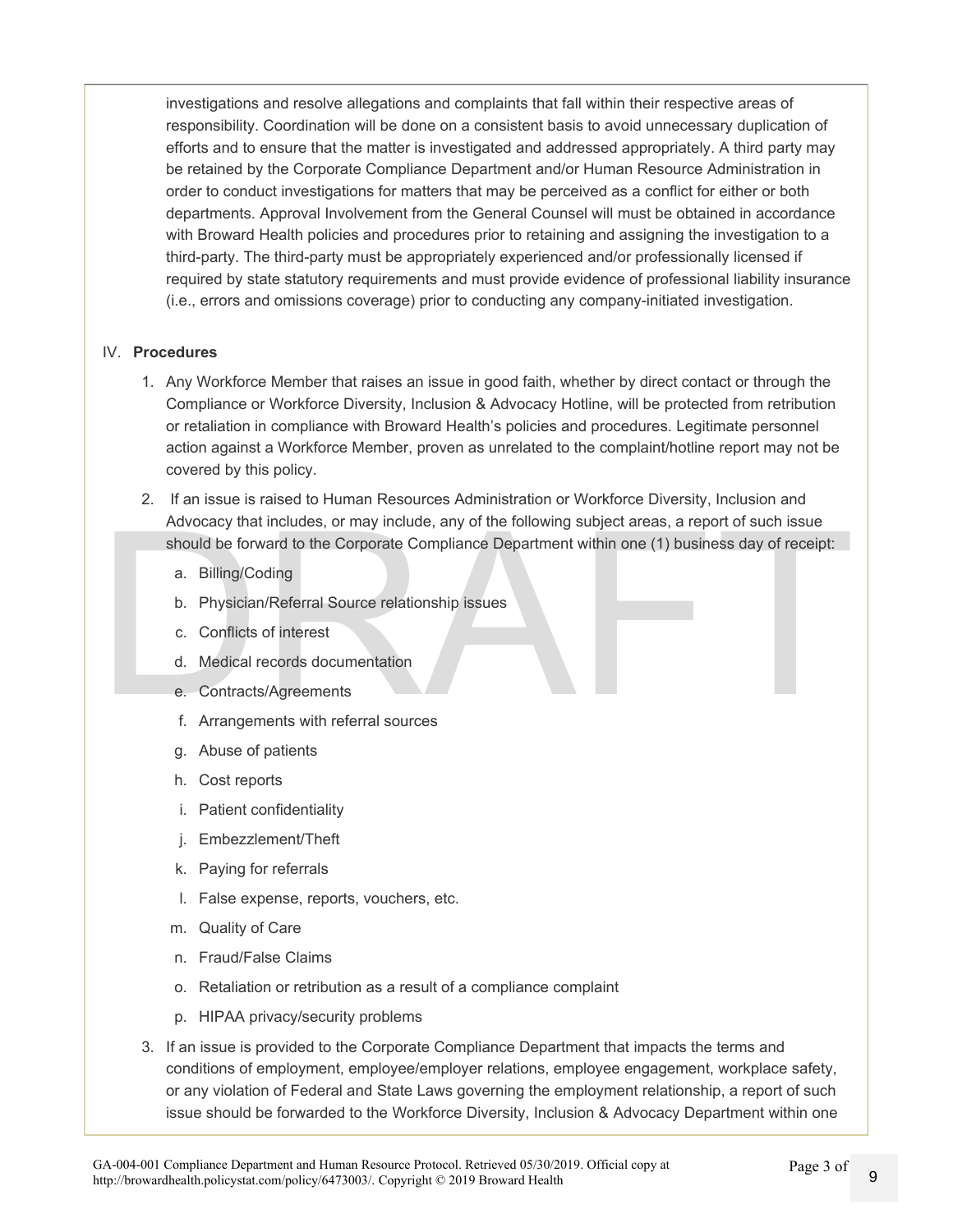investigations and resolve allegations and complaints that fall within their respective areas of responsibility. Coordination will be done on a consistent basis to avoid unnecessary duplication of efforts and to ensure that the matter is investigated and addressed appropriately. A third party may be retained by the Corporate Compliance Department and/or Human Resource Administration in order to conduct investigations for matters that may be perceived as a conflict for either or both departments. Approval Involvement from the General Counsel will must be obtained in accordance with Broward Health policies and procedures prior to retaining and assigning the investigation to a third-party. The third-party must be appropriately experienced and/or professionally licensed if required by state statutory requirements and must provide evidence of professional liability insurance (i.e., errors and omissions coverage) prior to conducting any company-initiated investigation.

IV. **Procedures**

1. Any Workforce Member that raises an issue in good faith, whether by direct contact or through the Compliance or Workforce Diversity, Inclusion & Advocacy Hotline, will be protected from retribution or retaliation in compliance with Broward Health's policies and procedures. Legitimate personnel action against a Workforce Member, proven as unrelated to the complaint/hotline report may not be covered by this policy.
2. If an issue is raised to Human Resources Administration or Workforce Diversity, Inclusion and Advocacy that includes, or may include, any of the following subject areas, a report of such issue should be forward to the Corporate Compliance Department within one (1) business day of receipt:
   a. Billing/Coding
   b. Physician/Referral Source relationship issues
   c. Conflicts of interest
   d. Medical records documentation
   e. Contracts/Agreements
   f. Arrangements with referral sources
   g. Abuse of patients
   h. Cost reports
   i. Patient confidentiality
   j. Embezzlement/Theft
   k. Paying for referrals
   l. False expense, reports, vouchers, etc.
   m. Quality of Care
   n. Fraud/False Claims
   o. Retaliation or retribution as a result of a compliance complaint
   p. HIPAA privacy/security problems
3. If an issue is provided to the Corporate Compliance Department that impacts the terms and conditions of employment, employee/employer relations, employee engagement, workplace safety, or any violation of Federal and State Laws governing the employment relationship, a report of such issue should be forwarded to the Workforce Diversity, Inclusion & Advocacy Department within one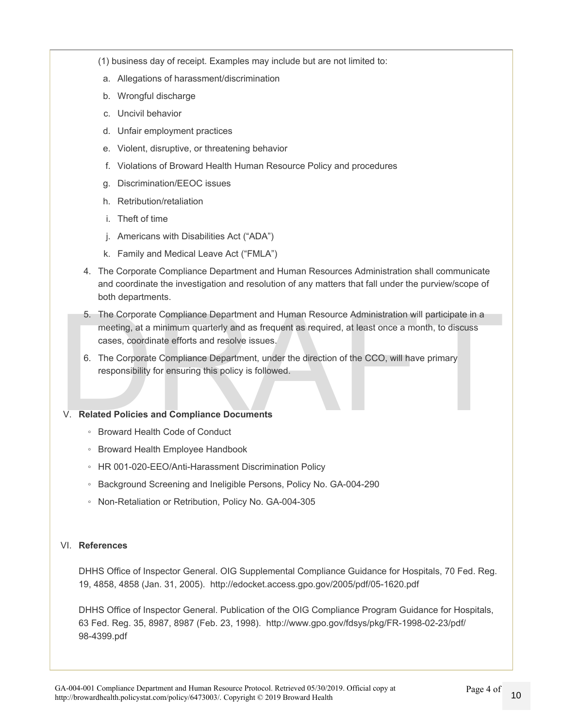(1) business day of receipt. Examples may include but are not limited to:

a. Allegations of harassment/discrimination
b. Wrongful discharge
c. Uncivil behavior
d. Unfair employment practices
e. Violent, disruptive, or threatening behavior
f. Violations of Broward Health Human Resource Policy and procedures
g. Discrimination/EEOC issues
h. Retribution/retaliation
i. Theft of time
j. Americans with Disabilities Act ("ADA")
k. Family and Medical Leave Act ("FMLA")

4. The Corporate Compliance Department and Human Resources Administration shall communicate and coordinate the investigation and resolution of any matters that fall under the purview/scope of both departments.
5. The Corporate Compliance Department and Human Resource Administration will participate in a meeting, at a minimum quarterly and as frequent as required, at least once a month, to discuss cases, coordinate efforts and resolve issues.
6. The Corporate Compliance Department, under the direction of the CCO, will have primary responsibility for ensuring this policy is followed.

## V. Related Policies and Compliance Documents

- Broward Health Code of Conduct
- Broward Health Employee Handbook
- HR 001-020-EEO/Anti-Harassment Discrimination Policy
- Background Screening and Ineligible Persons, Policy No. GA-004-290
- Non-Retaliation or Retribution, Policy No. GA-004-305

## VI. References

DHHS Office of Inspector General. OIG Supplemental Compliance Guidance for Hospitals, 70 Fed. Reg. 19, 4858, 4858 (Jan. 31, 2005). http://edocket.access.gpo.gov/2005/pdf/05-1620.pdf

DHHS Office of Inspector General. Publication of the OIG Compliance Program Guidance for Hospitals, 63 Fed. Reg. 35, 8987, 8987 (Feb. 23, 1998). http://www.gpo.gov/fdsys/pkg/FR-1998-02-23/pdf/98-4399.pdf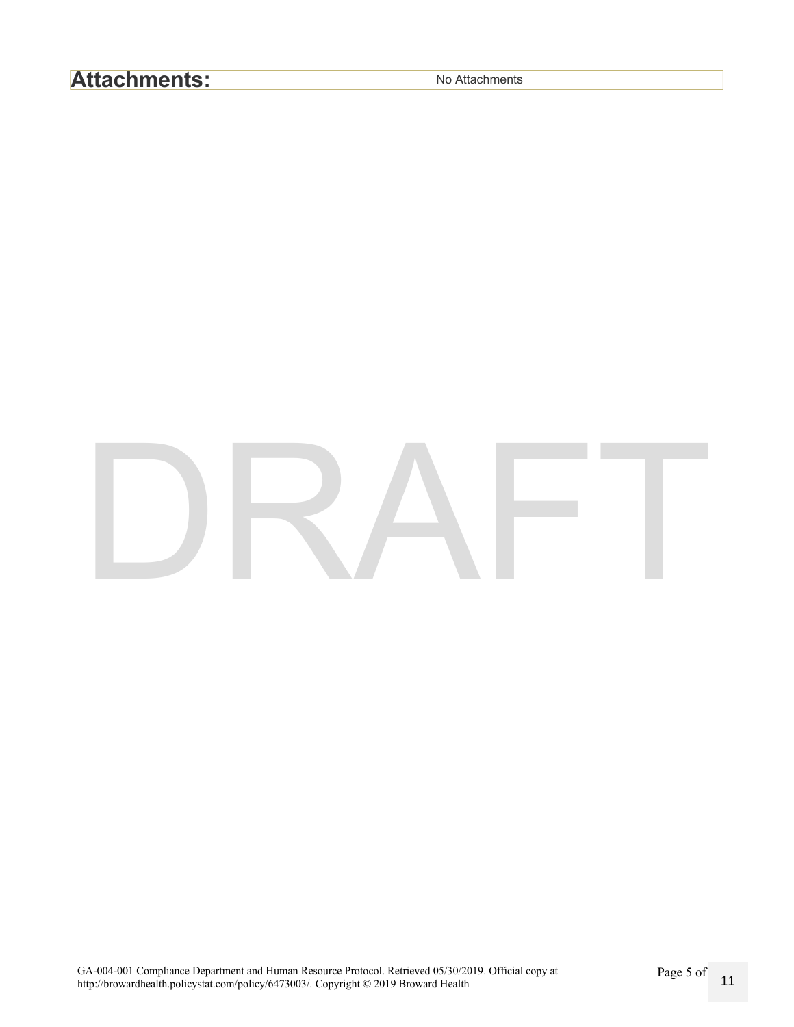**Attachments:** No Attachments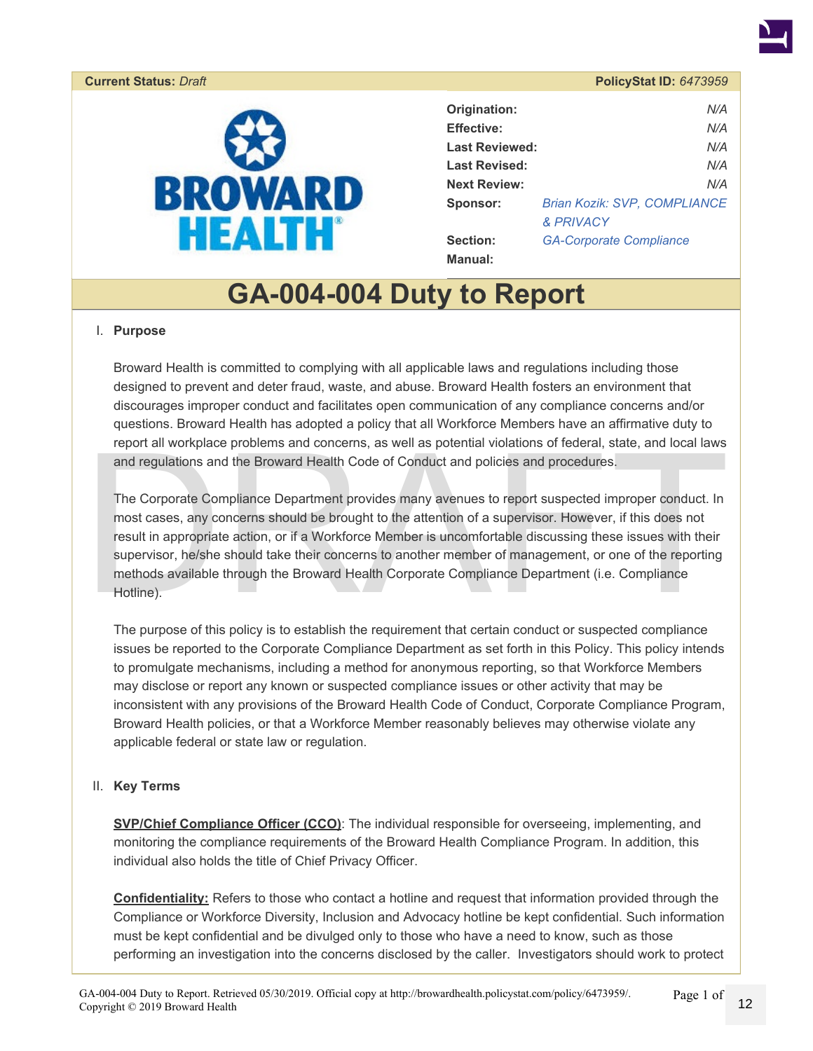**Current Status:** *Draft* **PolicyStat ID:** *6473959*

BROWARD HEALTH®

| | |
|---|---|
| **Origination:** | *N/A* |
| **Effective:** | *N/A* |
| **Last Reviewed:** | *N/A* |
| **Last Revised:** | *N/A* |
| **Next Review:** | *N/A* |
| **Sponsor:** | *Brian Kozik: SVP, COMPLIANCE & PRIVACY* |
| **Section:** | *GA-Corporate Compliance* |
| **Manual:** | |

# GA-004-004 Duty to Report

## I. Purpose

Broward Health is committed to complying with all applicable laws and regulations including those designed to prevent and deter fraud, waste, and abuse. Broward Health fosters an environment that discourages improper conduct and facilitates open communication of any compliance concerns and/or questions. Broward Health has adopted a policy that all Workforce Members have an affirmative duty to report all workplace problems and concerns, as well as potential violations of federal, state, and local laws and regulations and the Broward Health Code of Conduct and policies and procedures.

The Corporate Compliance Department provides many avenues to report suspected improper conduct. In most cases, any concerns should be brought to the attention of a supervisor. However, if this does not result in appropriate action, or if a Workforce Member is uncomfortable discussing these issues with their supervisor, he/she should take their concerns to another member of management, or one of the reporting methods available through the Broward Health Corporate Compliance Department (i.e. Compliance Hotline).

The purpose of this policy is to establish the requirement that certain conduct or suspected compliance issues be reported to the Corporate Compliance Department as set forth in this Policy. This policy intends to promulgate mechanisms, including a method for anonymous reporting, so that Workforce Members may disclose or report any known or suspected compliance issues or other activity that may be inconsistent with any provisions of the Broward Health Code of Conduct, Corporate Compliance Program, Broward Health policies, or that a Workforce Member reasonably believes may otherwise violate any applicable federal or state law or regulation.

## II. Key Terms

**SVP/Chief Compliance Officer (CCO)**: The individual responsible for overseeing, implementing, and monitoring the compliance requirements of the Broward Health Compliance Program. In addition, this individual also holds the title of Chief Privacy Officer.

**Confidentiality:** Refers to those who contact a hotline and request that information provided through the Compliance or Workforce Diversity, Inclusion and Advocacy hotline be kept confidential. Such information must be kept confidential and be divulged only to those who have a need to know, such as those performing an investigation into the concerns disclosed by the caller. Investigators should work to protect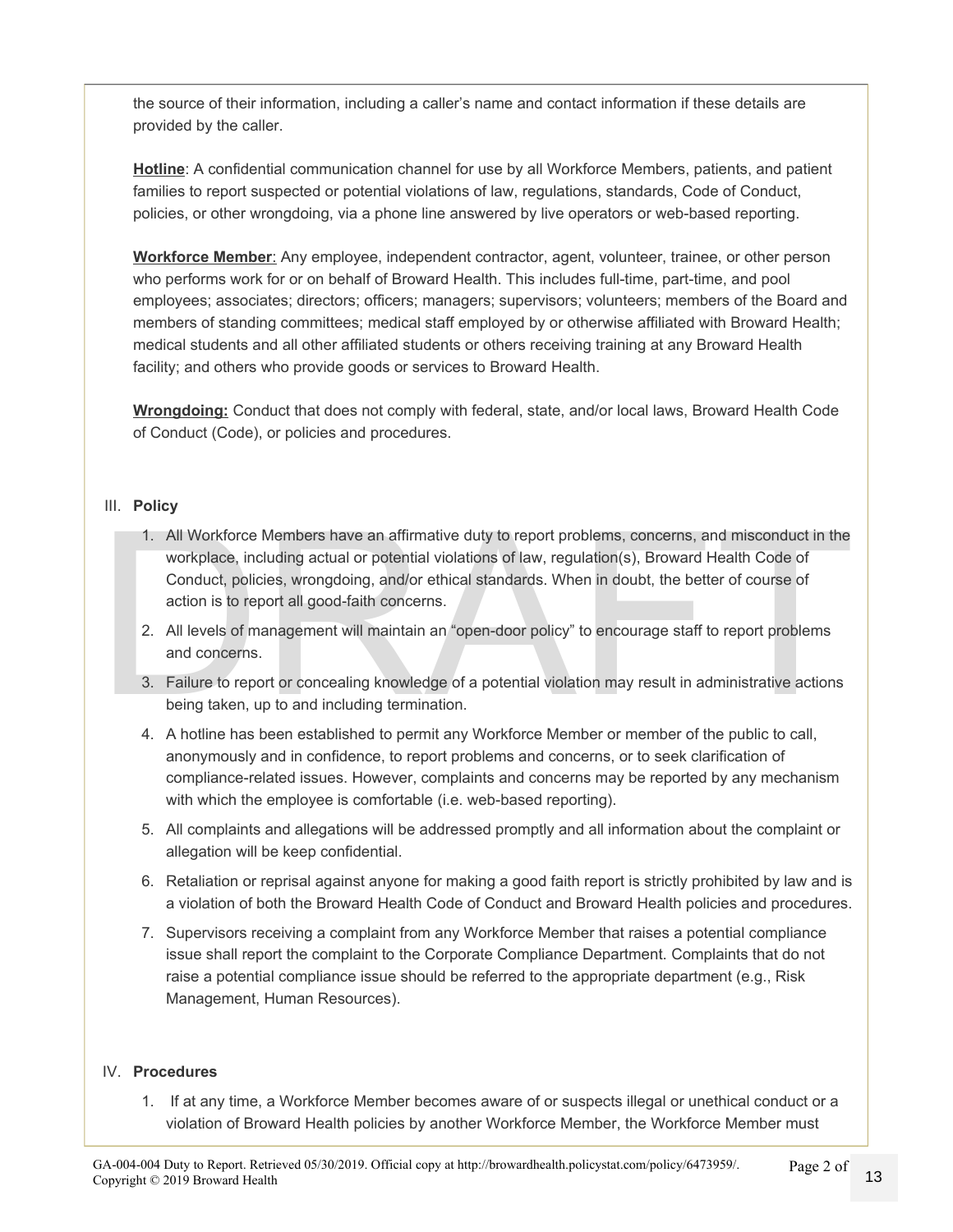the source of their information, including a caller's name and contact information if these details are provided by the caller.

**Hotline**: A confidential communication channel for use by all Workforce Members, patients, and patient families to report suspected or potential violations of law, regulations, standards, Code of Conduct, policies, or other wrongdoing, via a phone line answered by live operators or web-based reporting.

**Workforce Member**: Any employee, independent contractor, agent, volunteer, trainee, or other person who performs work for or on behalf of Broward Health. This includes full-time, part-time, and pool employees; associates; directors; officers; managers; supervisors; volunteers; members of the Board and members of standing committees; medical staff employed by or otherwise affiliated with Broward Health; medical students and all other affiliated students or others receiving training at any Broward Health facility; and others who provide goods or services to Broward Health.

**Wrongdoing:** Conduct that does not comply with federal, state, and/or local laws, Broward Health Code of Conduct (Code), or policies and procedures.

## III. Policy

1. All Workforce Members have an affirmative duty to report problems, concerns, and misconduct in the workplace, including actual or potential violations of law, regulation(s), Broward Health Code of Conduct, policies, wrongdoing, and/or ethical standards. When in doubt, the better of course of action is to report all good-faith concerns.
2. All levels of management will maintain an "open-door policy" to encourage staff to report problems and concerns.
3. Failure to report or concealing knowledge of a potential violation may result in administrative actions being taken, up to and including termination.
4. A hotline has been established to permit any Workforce Member or member of the public to call, anonymously and in confidence, to report problems and concerns, or to seek clarification of compliance-related issues. However, complaints and concerns may be reported by any mechanism with which the employee is comfortable (i.e. web-based reporting).
5. All complaints and allegations will be addressed promptly and all information about the complaint or allegation will be keep confidential.
6. Retaliation or reprisal against anyone for making a good faith report is strictly prohibited by law and is a violation of both the Broward Health Code of Conduct and Broward Health policies and procedures.
7. Supervisors receiving a complaint from any Workforce Member that raises a potential compliance issue shall report the complaint to the Corporate Compliance Department. Complaints that do not raise a potential compliance issue should be referred to the appropriate department (e.g., Risk Management, Human Resources).

## IV. Procedures

1. If at any time, a Workforce Member becomes aware of or suspects illegal or unethical conduct or a violation of Broward Health policies by another Workforce Member, the Workforce Member must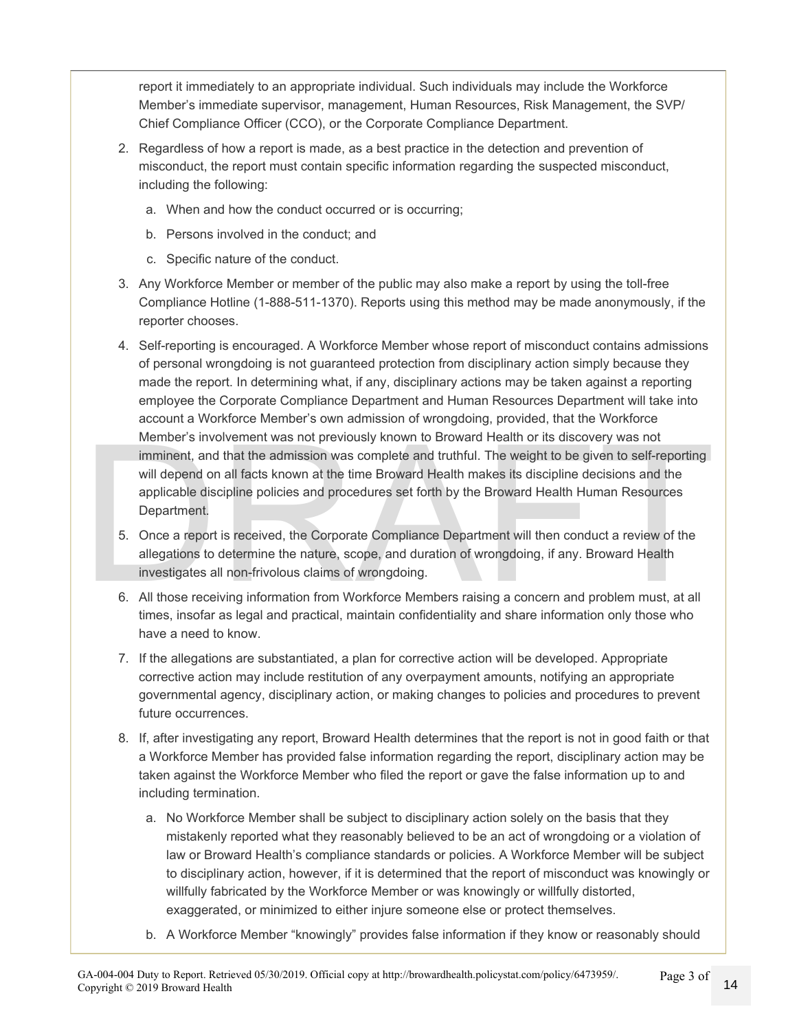report it immediately to an appropriate individual. Such individuals may include the Workforce Member's immediate supervisor, management, Human Resources, Risk Management, the SVP/ Chief Compliance Officer (CCO), or the Corporate Compliance Department.

2. Regardless of how a report is made, as a best practice in the detection and prevention of misconduct, the report must contain specific information regarding the suspected misconduct, including the following:
   a. When and how the conduct occurred or is occurring;
   b. Persons involved in the conduct; and
   c. Specific nature of the conduct.
3. Any Workforce Member or member of the public may also make a report by using the toll-free Compliance Hotline (1-888-511-1370). Reports using this method may be made anonymously, if the reporter chooses.
4. Self-reporting is encouraged. A Workforce Member whose report of misconduct contains admissions of personal wrongdoing is not guaranteed protection from disciplinary action simply because they made the report. In determining what, if any, disciplinary actions may be taken against a reporting employee the Corporate Compliance Department and Human Resources Department will take into account a Workforce Member's own admission of wrongdoing, provided, that the Workforce Member's involvement was not previously known to Broward Health or its discovery was not imminent, and that the admission was complete and truthful. The weight to be given to self-reporting will depend on all facts known at the time Broward Health makes its discipline decisions and the applicable discipline policies and procedures set forth by the Broward Health Human Resources Department.
5. Once a report is received, the Corporate Compliance Department will then conduct a review of the allegations to determine the nature, scope, and duration of wrongdoing, if any. Broward Health investigates all non-frivolous claims of wrongdoing.
6. All those receiving information from Workforce Members raising a concern and problem must, at all times, insofar as legal and practical, maintain confidentiality and share information only those who have a need to know.
7. If the allegations are substantiated, a plan for corrective action will be developed. Appropriate corrective action may include restitution of any overpayment amounts, notifying an appropriate governmental agency, disciplinary action, or making changes to policies and procedures to prevent future occurrences.
8. If, after investigating any report, Broward Health determines that the report is not in good faith or that a Workforce Member has provided false information regarding the report, disciplinary action may be taken against the Workforce Member who filed the report or gave the false information up to and including termination.
   a. No Workforce Member shall be subject to disciplinary action solely on the basis that they mistakenly reported what they reasonably believed to be an act of wrongdoing or a violation of law or Broward Health's compliance standards or policies. A Workforce Member will be subject to disciplinary action, however, if it is determined that the report of misconduct was knowingly or willfully fabricated by the Workforce Member or was knowingly or willfully distorted, exaggerated, or minimized to either injure someone else or protect themselves.
   b. A Workforce Member "knowingly" provides false information if they know or reasonably should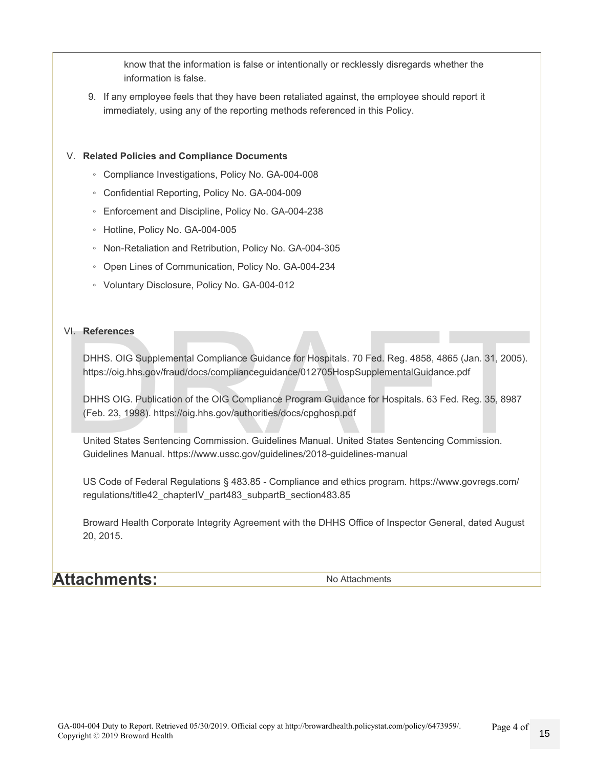know that the information is false or intentionally or recklessly disregards whether the information is false.

9. If any employee feels that they have been retaliated against, the employee should report it immediately, using any of the reporting methods referenced in this Policy.

V. **Related Policies and Compliance Documents**

- Compliance Investigations, Policy No. GA-004-008
- Confidential Reporting, Policy No. GA-004-009
- Enforcement and Discipline, Policy No. GA-004-238
- Hotline, Policy No. GA-004-005
- Non-Retaliation and Retribution, Policy No. GA-004-305
- Open Lines of Communication, Policy No. GA-004-234
- Voluntary Disclosure, Policy No. GA-004-012

VI. **References**

DHHS. OIG Supplemental Compliance Guidance for Hospitals. 70 Fed. Reg. 4858, 4865 (Jan. 31, 2005). https://oig.hhs.gov/fraud/docs/complianceguidance/012705HospSupplementalGuidance.pdf

DHHS OIG. Publication of the OIG Compliance Program Guidance for Hospitals. 63 Fed. Reg. 35, 8987 (Feb. 23, 1998). https://oig.hhs.gov/authorities/docs/cpghosp.pdf

United States Sentencing Commission. Guidelines Manual. United States Sentencing Commission. Guidelines Manual. https://www.ussc.gov/guidelines/2018-guidelines-manual

US Code of Federal Regulations § 483.85 - Compliance and ethics program. https://www.govregs.com/regulations/title42_chapterIV_part483_subpartB_section483.85

Broward Health Corporate Integrity Agreement with the DHHS Office of Inspector General, dated August 20, 2015.

## Attachments:

No Attachments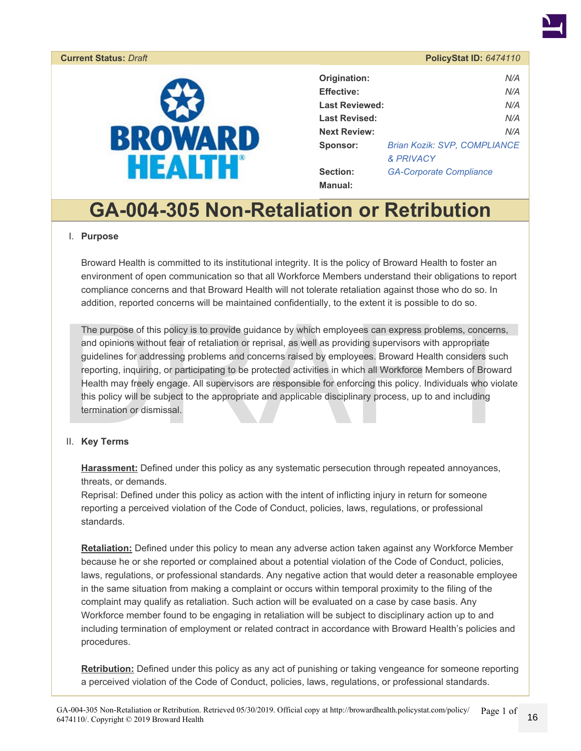**Current Status:** *Draft* | **PolicyStat ID:** *6474110*

| | |
|---|---|
| **Origination:** | *N/A* |
| **Effective:** | *N/A* |
| **Last Reviewed:** | *N/A* |
| **Last Revised:** | *N/A* |
| **Next Review:** | *N/A* |
| **Sponsor:** | *Brian Kozik: SVP, COMPLIANCE & PRIVACY* |
| **Section:** | *GA-Corporate Compliance* |
| **Manual:** | |

# GA-004-305 Non-Retaliation or Retribution

I. **Purpose**

Broward Health is committed to its institutional integrity. It is the policy of Broward Health to foster an environment of open communication so that all Workforce Members understand their obligations to report compliance concerns and that Broward Health will not tolerate retaliation against those who do so. In addition, reported concerns will be maintained confidentially, to the extent it is possible to do so.

The purpose of this policy is to provide guidance by which employees can express problems, concerns, and opinions without fear of retaliation or reprisal, as well as providing supervisors with appropriate guidelines for addressing problems and concerns raised by employees. Broward Health considers such reporting, inquiring, or participating to be protected activities in which all Workforce Members of Broward Health may freely engage. All supervisors are responsible for enforcing this policy. Individuals who violate this policy will be subject to the appropriate and applicable disciplinary process, up to and including termination or dismissal.

II. **Key Terms**

**Harassment:** Defined under this policy as any systematic persecution through repeated annoyances, threats, or demands.
Reprisal: Defined under this policy as action with the intent of inflicting injury in return for someone reporting a perceived violation of the Code of Conduct, policies, laws, regulations, or professional standards.

**Retaliation:** Defined under this policy to mean any adverse action taken against any Workforce Member because he or she reported or complained about a potential violation of the Code of Conduct, policies, laws, regulations, or professional standards. Any negative action that would deter a reasonable employee in the same situation from making a complaint or occurs within temporal proximity to the filing of the complaint may qualify as retaliation. Such action will be evaluated on a case by case basis. Any Workforce member found to be engaging in retaliation will be subject to disciplinary action up to and including termination of employment or related contract in accordance with Broward Health's policies and procedures.

**Retribution:** Defined under this policy as any act of punishing or taking vengeance for someone reporting a perceived violation of the Code of Conduct, policies, laws, regulations, or professional standards.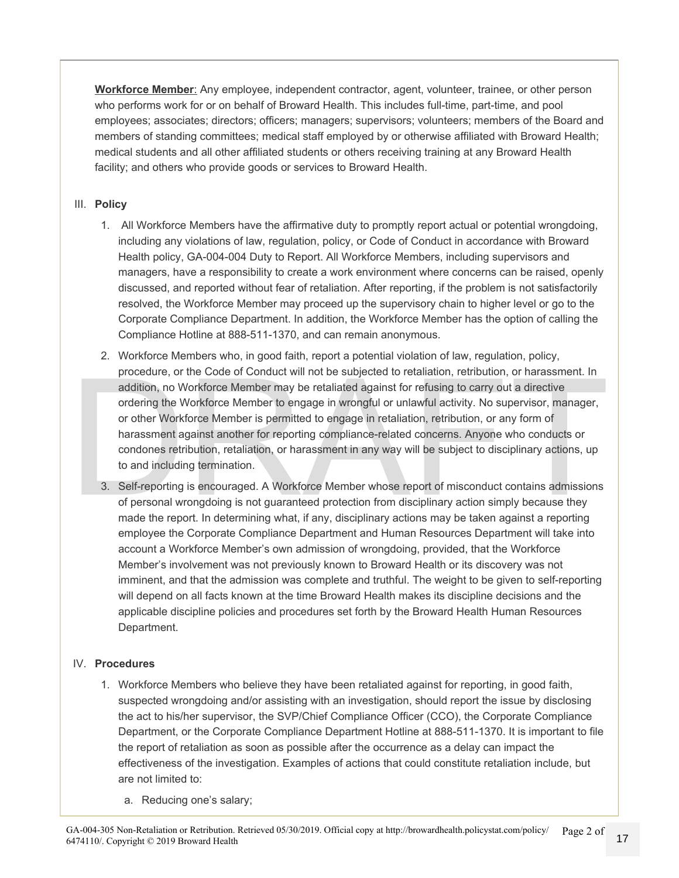**Workforce Member**: Any employee, independent contractor, agent, volunteer, trainee, or other person who performs work for or on behalf of Broward Health. This includes full-time, part-time, and pool employees; associates; directors; officers; managers; supervisors; volunteers; members of the Board and members of standing committees; medical staff employed by or otherwise affiliated with Broward Health; medical students and all other affiliated students or others receiving training at any Broward Health facility; and others who provide goods or services to Broward Health.

## III. Policy

1. All Workforce Members have the affirmative duty to promptly report actual or potential wrongdoing, including any violations of law, regulation, policy, or Code of Conduct in accordance with Broward Health policy, GA-004-004 Duty to Report. All Workforce Members, including supervisors and managers, have a responsibility to create a work environment where concerns can be raised, openly discussed, and reported without fear of retaliation. After reporting, if the problem is not satisfactorily resolved, the Workforce Member may proceed up the supervisory chain to higher level or go to the Corporate Compliance Department. In addition, the Workforce Member has the option of calling the Compliance Hotline at 888-511-1370, and can remain anonymous.
2. Workforce Members who, in good faith, report a potential violation of law, regulation, policy, procedure, or the Code of Conduct will not be subjected to retaliation, retribution, or harassment. In addition, no Workforce Member may be retaliated against for refusing to carry out a directive ordering the Workforce Member to engage in wrongful or unlawful activity. No supervisor, manager, or other Workforce Member is permitted to engage in retaliation, retribution, or any form of harassment against another for reporting compliance-related concerns. Anyone who conducts or condones retribution, retaliation, or harassment in any way will be subject to disciplinary actions, up to and including termination.
3. Self-reporting is encouraged. A Workforce Member whose report of misconduct contains admissions of personal wrongdoing is not guaranteed protection from disciplinary action simply because they made the report. In determining what, if any, disciplinary actions may be taken against a reporting employee the Corporate Compliance Department and Human Resources Department will take into account a Workforce Member's own admission of wrongdoing, provided, that the Workforce Member's involvement was not previously known to Broward Health or its discovery was not imminent, and that the admission was complete and truthful. The weight to be given to self-reporting will depend on all facts known at the time Broward Health makes its discipline decisions and the applicable discipline policies and procedures set forth by the Broward Health Human Resources Department.

## IV. Procedures

1. Workforce Members who believe they have been retaliated against for reporting, in good faith, suspected wrongdoing and/or assisting with an investigation, should report the issue by disclosing the act to his/her supervisor, the SVP/Chief Compliance Officer (CCO), the Corporate Compliance Department, or the Corporate Compliance Department Hotline at 888-511-1370. It is important to file the report of retaliation as soon as possible after the occurrence as a delay can impact the effectiveness of the investigation. Examples of actions that could constitute retaliation include, but are not limited to:
   a. Reducing one's salary;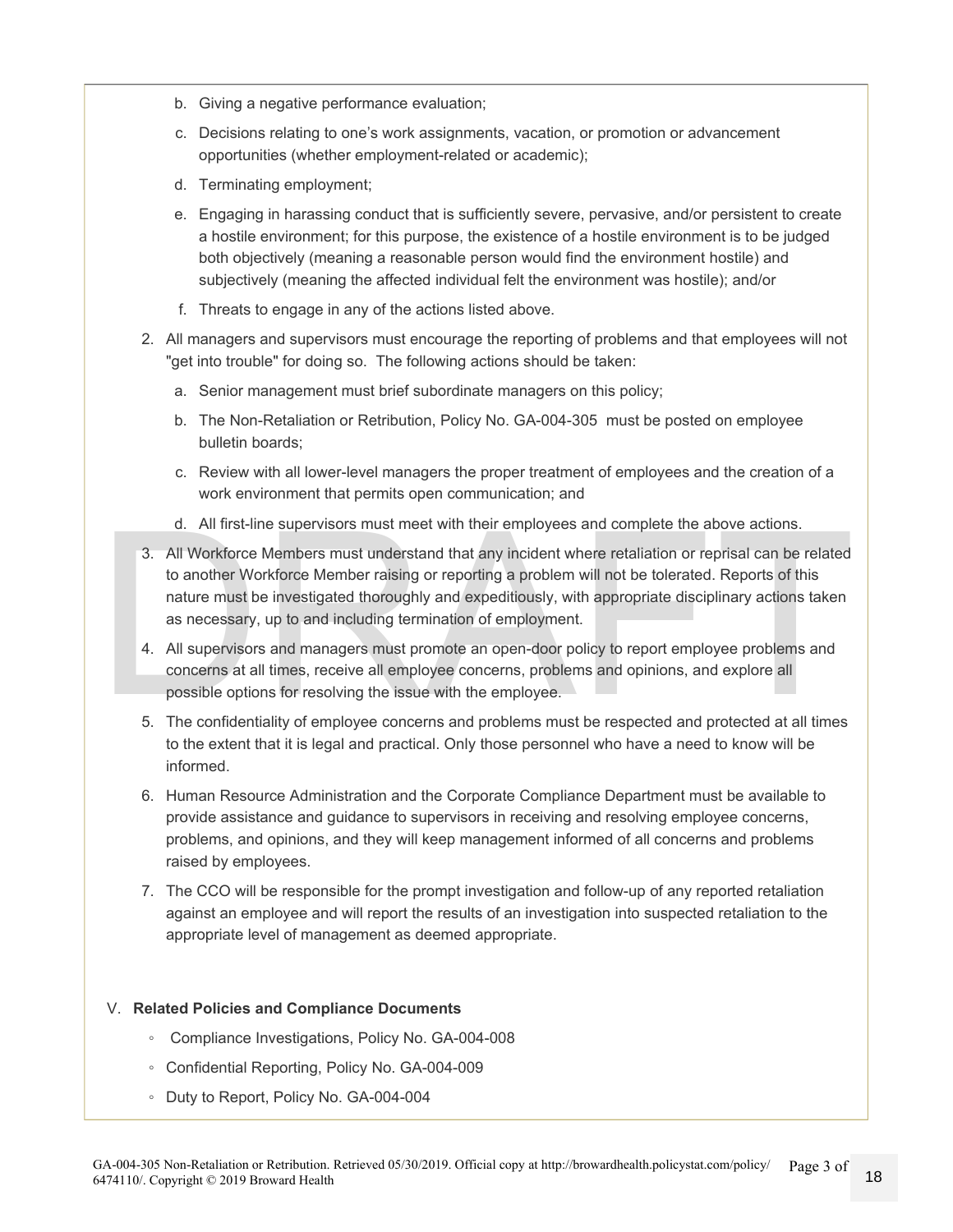b. Giving a negative performance evaluation;

   c. Decisions relating to one's work assignments, vacation, or promotion or advancement opportunities (whether employment-related or academic);

   d. Terminating employment;

   e. Engaging in harassing conduct that is sufficiently severe, pervasive, and/or persistent to create a hostile environment; for this purpose, the existence of a hostile environment is to be judged both objectively (meaning a reasonable person would find the environment hostile) and subjectively (meaning the affected individual felt the environment was hostile); and/or

   f. Threats to engage in any of the actions listed above.

2. All managers and supervisors must encourage the reporting of problems and that employees will not "get into trouble" for doing so. The following actions should be taken:

   a. Senior management must brief subordinate managers on this policy;

   b. The Non-Retaliation or Retribution, Policy No. GA-004-305 must be posted on employee bulletin boards;

   c. Review with all lower-level managers the proper treatment of employees and the creation of a work environment that permits open communication; and

   d. All first-line supervisors must meet with their employees and complete the above actions.

3. All Workforce Members must understand that any incident where retaliation or reprisal can be related to another Workforce Member raising or reporting a problem will not be tolerated. Reports of this nature must be investigated thoroughly and expeditiously, with appropriate disciplinary actions taken as necessary, up to and including termination of employment.

4. All supervisors and managers must promote an open-door policy to report employee problems and concerns at all times, receive all employee concerns, problems and opinions, and explore all possible options for resolving the issue with the employee.

5. The confidentiality of employee concerns and problems must be respected and protected at all times to the extent that it is legal and practical. Only those personnel who have a need to know will be informed.

6. Human Resource Administration and the Corporate Compliance Department must be available to provide assistance and guidance to supervisors in receiving and resolving employee concerns, problems, and opinions, and they will keep management informed of all concerns and problems raised by employees.

7. The CCO will be responsible for the prompt investigation and follow-up of any reported retaliation against an employee and will report the results of an investigation into suspected retaliation to the appropriate level of management as deemed appropriate.

## V. Related Policies and Compliance Documents

- Compliance Investigations, Policy No. GA-004-008
- Confidential Reporting, Policy No. GA-004-009
- Duty to Report, Policy No. GA-004-004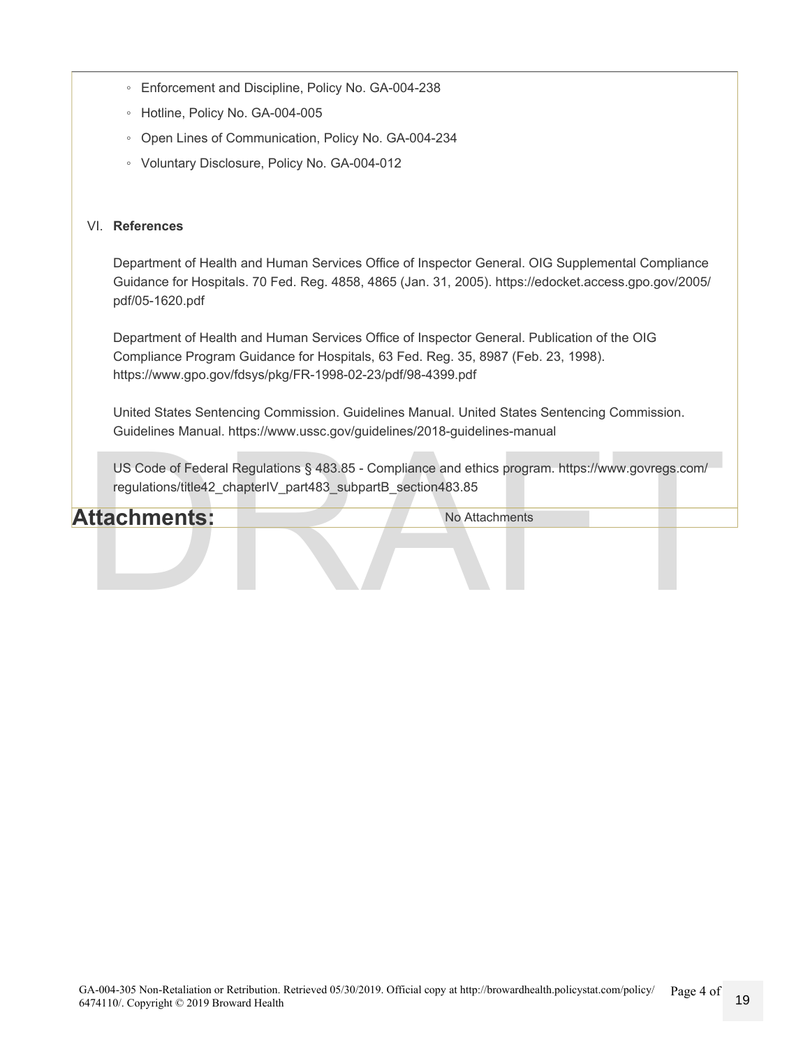- Enforcement and Discipline, Policy No. GA-004-238
- Hotline, Policy No. GA-004-005
- Open Lines of Communication, Policy No. GA-004-234
- Voluntary Disclosure, Policy No. GA-004-012

VI. **References**

Department of Health and Human Services Office of Inspector General. OIG Supplemental Compliance Guidance for Hospitals. 70 Fed. Reg. 4858, 4865 (Jan. 31, 2005). https://edocket.access.gpo.gov/2005/pdf/05-1620.pdf

Department of Health and Human Services Office of Inspector General. Publication of the OIG Compliance Program Guidance for Hospitals, 63 Fed. Reg. 35, 8987 (Feb. 23, 1998). https://www.gpo.gov/fdsys/pkg/FR-1998-02-23/pdf/98-4399.pdf

United States Sentencing Commission. Guidelines Manual. United States Sentencing Commission. Guidelines Manual. https://www.ussc.gov/guidelines/2018-guidelines-manual

US Code of Federal Regulations § 483.85 - Compliance and ethics program. https://www.govregs.com/regulations/title42_chapterIV_part483_subpartB_section483.85

## Attachments:

No Attachments